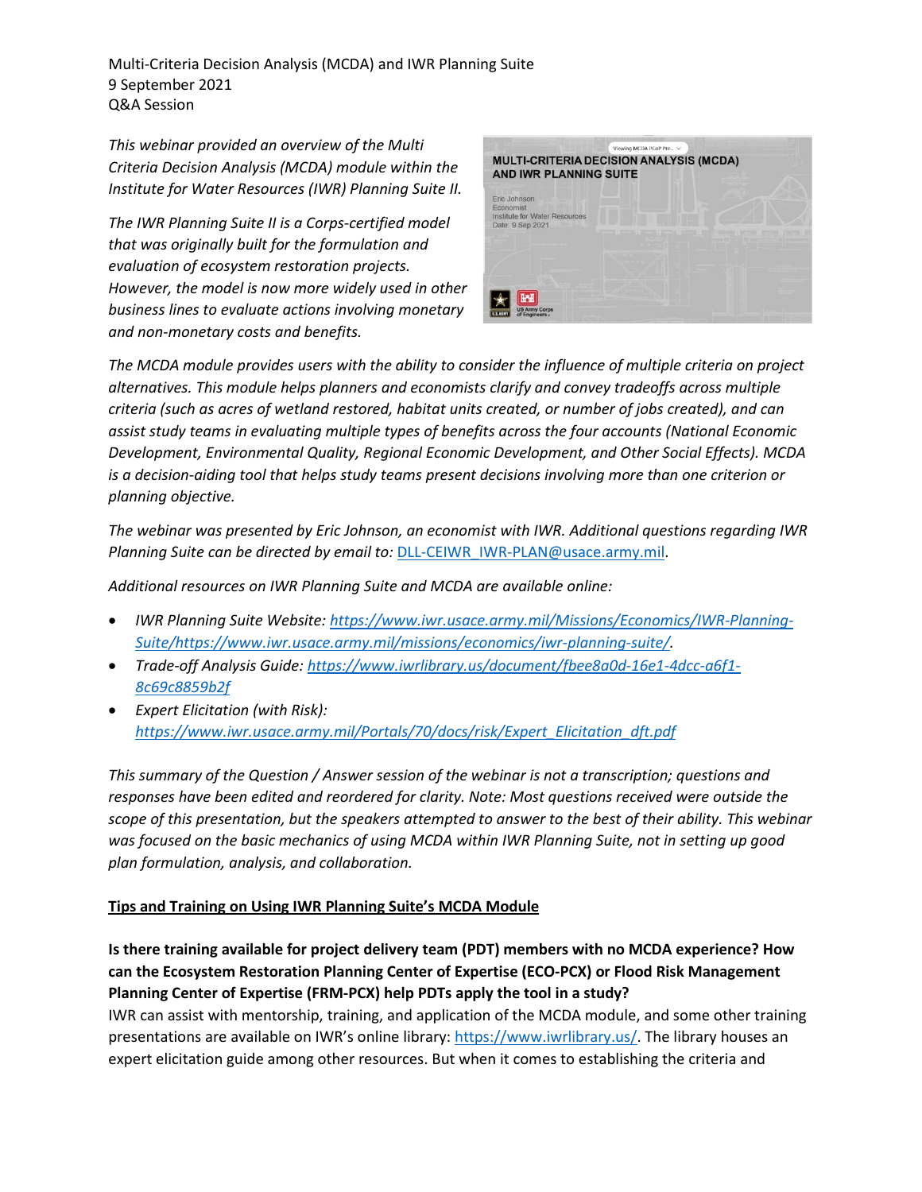Multi-Criteria Decision Analysis (MCDA) and IWR Planning Suite
9 September 2021
Q&A Session

*This webinar provided an overview of the Multi Criteria Decision Analysis (MCDA) module within the Institute for Water Resources (IWR) Planning Suite II.*

*The IWR Planning Suite II is a Corps-certified model that was originally built for the formulation and evaluation of ecosystem restoration projects. However, the model is now more widely used in other business lines to evaluate actions involving monetary and non-monetary costs and benefits.*

*The MCDA module provides users with the ability to consider the influence of multiple criteria on project alternatives. This module helps planners and economists clarify and convey tradeoffs across multiple criteria (such as acres of wetland restored, habitat units created, or number of jobs created), and can assist study teams in evaluating multiple types of benefits across the four accounts (National Economic Development, Environmental Quality, Regional Economic Development, and Other Social Effects). MCDA is a decision-aiding tool that helps study teams present decisions involving more than one criterion or planning objective.*

*The webinar was presented by Eric Johnson, an economist with IWR. Additional questions regarding IWR Planning Suite can be directed by email to:* DLL-CEIWR_IWR-PLAN@usace.army.mil.

*Additional resources on IWR Planning Suite and MCDA are available online:*

- *IWR Planning Suite Website: https://www.iwr.usace.army.mil/Missions/Economics/IWR-Planning-Suite/https://www.iwr.usace.army.mil/missions/economics/iwr-planning-suite/.*
- *Trade-off Analysis Guide: https://www.iwrlibrary.us/document/fbee8a0d-16e1-4dcc-a6f1-8c69c8859b2f*
- *Expert Elicitation (with Risk): https://www.iwr.usace.army.mil/Portals/70/docs/risk/Expert_Elicitation_dft.pdf*

*This summary of the Question / Answer session of the webinar is not a transcription; questions and responses have been edited and reordered for clarity. Note: Most questions received were outside the scope of this presentation, but the speakers attempted to answer to the best of their ability. This webinar was focused on the basic mechanics of using MCDA within IWR Planning Suite, not in setting up good plan formulation, analysis, and collaboration.*

## Tips and Training on Using IWR Planning Suite's MCDA Module

**Is there training available for project delivery team (PDT) members with no MCDA experience? How can the Ecosystem Restoration Planning Center of Expertise (ECO-PCX) or Flood Risk Management Planning Center of Expertise (FRM-PCX) help PDTs apply the tool in a study?**

IWR can assist with mentorship, training, and application of the MCDA module, and some other training presentations are available on IWR's online library: https://www.iwrlibrary.us/. The library houses an expert elicitation guide among other resources. But when it comes to establishing the criteria and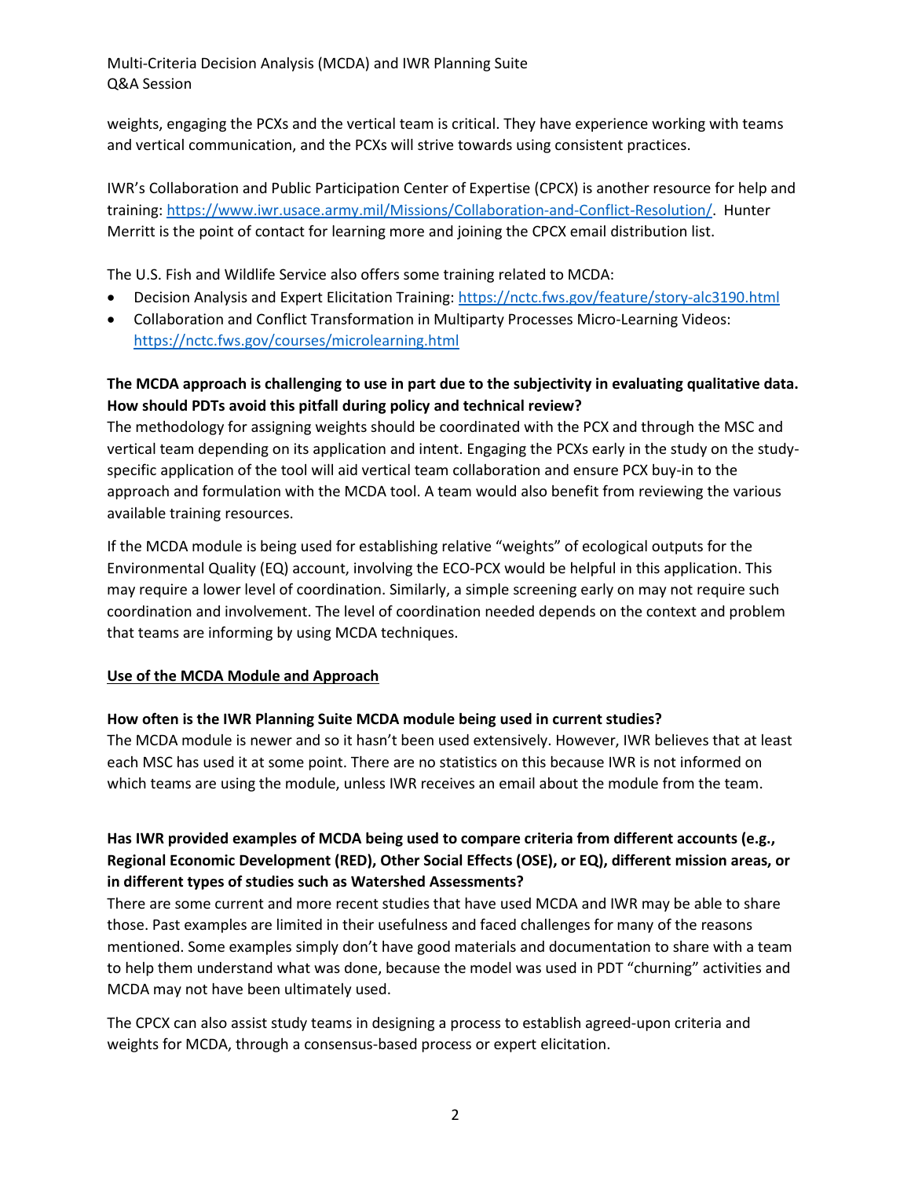weights, engaging the PCXs and the vertical team is critical. They have experience working with teams and vertical communication, and the PCXs will strive towards using consistent practices.

IWR's Collaboration and Public Participation Center of Expertise (CPCX) is another resource for help and training: https://www.iwr.usace.army.mil/Missions/Collaboration-and-Conflict-Resolution/. Hunter Merritt is the point of contact for learning more and joining the CPCX email distribution list.

The U.S. Fish and Wildlife Service also offers some training related to MCDA:

- Decision Analysis and Expert Elicitation Training: https://nctc.fws.gov/feature/story-alc3190.html
- Collaboration and Conflict Transformation in Multiparty Processes Micro-Learning Videos: https://nctc.fws.gov/courses/microlearning.html

**The MCDA approach is challenging to use in part due to the subjectivity in evaluating qualitative data. How should PDTs avoid this pitfall during policy and technical review?**

The methodology for assigning weights should be coordinated with the PCX and through the MSC and vertical team depending on its application and intent. Engaging the PCXs early in the study on the study-specific application of the tool will aid vertical team collaboration and ensure PCX buy-in to the approach and formulation with the MCDA tool. A team would also benefit from reviewing the various available training resources.

If the MCDA module is being used for establishing relative "weights" of ecological outputs for the Environmental Quality (EQ) account, involving the ECO-PCX would be helpful in this application. This may require a lower level of coordination. Similarly, a simple screening early on may not require such coordination and involvement. The level of coordination needed depends on the context and problem that teams are informing by using MCDA techniques.

## Use of the MCDA Module and Approach

**How often is the IWR Planning Suite MCDA module being used in current studies?**

The MCDA module is newer and so it hasn't been used extensively. However, IWR believes that at least each MSC has used it at some point. There are no statistics on this because IWR is not informed on which teams are using the module, unless IWR receives an email about the module from the team.

**Has IWR provided examples of MCDA being used to compare criteria from different accounts (e.g., Regional Economic Development (RED), Other Social Effects (OSE), or EQ), different mission areas, or in different types of studies such as Watershed Assessments?**

There are some current and more recent studies that have used MCDA and IWR may be able to share those. Past examples are limited in their usefulness and faced challenges for many of the reasons mentioned. Some examples simply don't have good materials and documentation to share with a team to help them understand what was done, because the model was used in PDT "churning" activities and MCDA may not have been ultimately used.

The CPCX can also assist study teams in designing a process to establish agreed-upon criteria and weights for MCDA, through a consensus-based process or expert elicitation.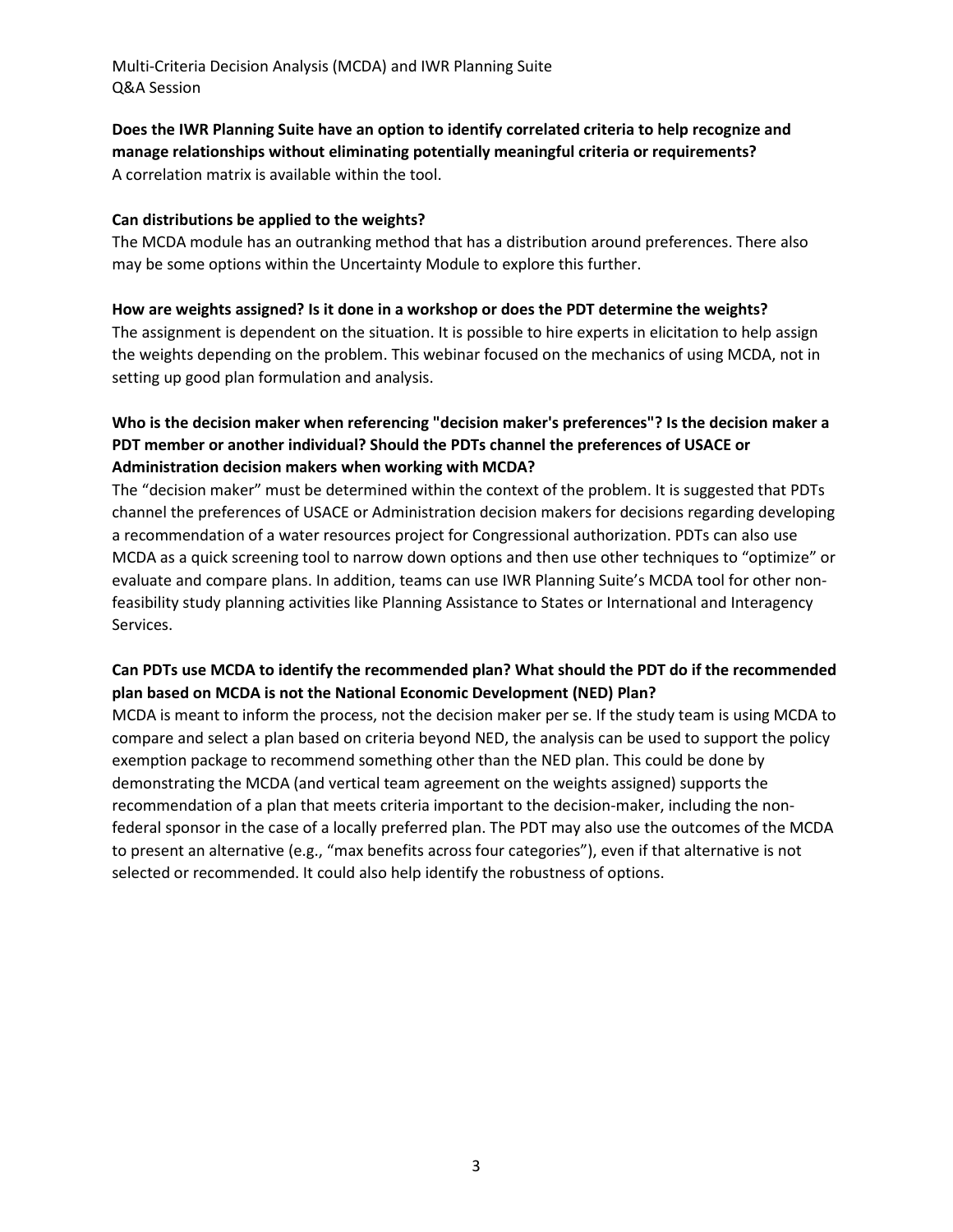**Does the IWR Planning Suite have an option to identify correlated criteria to help recognize and manage relationships without eliminating potentially meaningful criteria or requirements?**
A correlation matrix is available within the tool.

**Can distributions be applied to the weights?**
The MCDA module has an outranking method that has a distribution around preferences. There also may be some options within the Uncertainty Module to explore this further.

**How are weights assigned? Is it done in a workshop or does the PDT determine the weights?**
The assignment is dependent on the situation. It is possible to hire experts in elicitation to help assign the weights depending on the problem. This webinar focused on the mechanics of using MCDA, not in setting up good plan formulation and analysis.

**Who is the decision maker when referencing "decision maker's preferences"? Is the decision maker a PDT member or another individual? Should the PDTs channel the preferences of USACE or Administration decision makers when working with MCDA?**
The "decision maker" must be determined within the context of the problem. It is suggested that PDTs channel the preferences of USACE or Administration decision makers for decisions regarding developing a recommendation of a water resources project for Congressional authorization. PDTs can also use MCDA as a quick screening tool to narrow down options and then use other techniques to "optimize" or evaluate and compare plans. In addition, teams can use IWR Planning Suite's MCDA tool for other non-feasibility study planning activities like Planning Assistance to States or International and Interagency Services.

**Can PDTs use MCDA to identify the recommended plan? What should the PDT do if the recommended plan based on MCDA is not the National Economic Development (NED) Plan?**
MCDA is meant to inform the process, not the decision maker per se. If the study team is using MCDA to compare and select a plan based on criteria beyond NED, the analysis can be used to support the policy exemption package to recommend something other than the NED plan. This could be done by demonstrating the MCDA (and vertical team agreement on the weights assigned) supports the recommendation of a plan that meets criteria important to the decision-maker, including the non-federal sponsor in the case of a locally preferred plan. The PDT may also use the outcomes of the MCDA to present an alternative (e.g., "max benefits across four categories"), even if that alternative is not selected or recommended. It could also help identify the robustness of options.